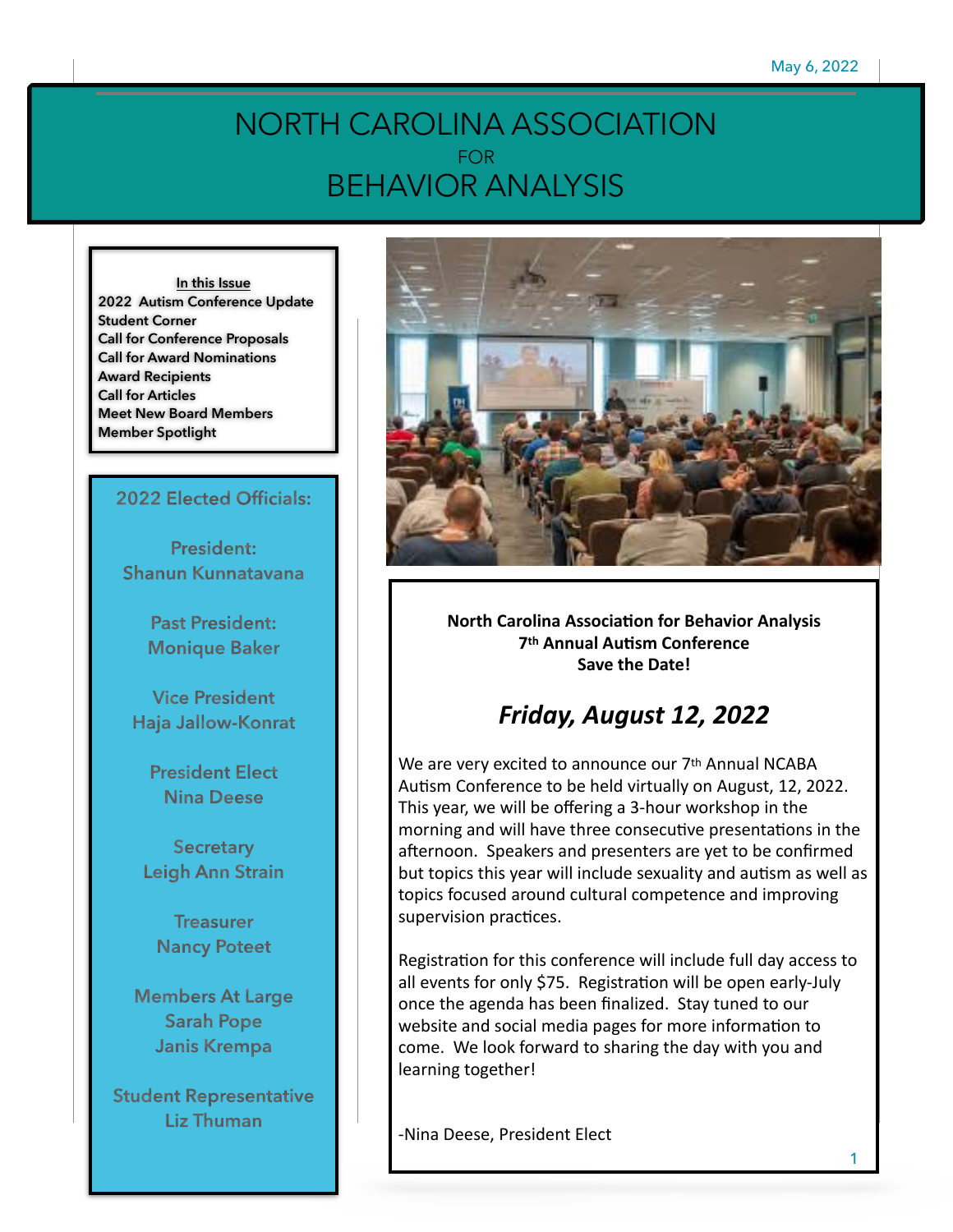May 6, 2022

# NORTH CAROLINA ASSOCIATION FOR BEHAVIOR ANALYSIS

**In this Issue**

- 2022 Autism Conference Update
- Student Corner
- Call for Conference Proposals
- Call for Award Nominations
- Award Recipients
- Call for Articles
- Meet New Board Members
- Member Spotlight

## 2022 Elected Officials:

**President:**
Shanun Kunnatavana

**Past President:**
Monique Baker

**Vice President**
Haja Jallow-Konrat

**President Elect**
Nina Deese

**Secretary**
Leigh Ann Strain

**Treasurer**
Nancy Poteet

**Members At Large**
Sarah Pope
Janis Krempa

**Student Representative**
Liz Thuman

**North Carolina Association for Behavior Analysis**
**7th Annual Autism Conference**
**Save the Date!**

## *Friday, August 12, 2022*

We are very excited to announce our 7th Annual NCABA Autism Conference to be held virtually on August, 12, 2022. This year, we will be offering a 3-hour workshop in the morning and will have three consecutive presentations in the afternoon. Speakers and presenters are yet to be confirmed but topics this year will include sexuality and autism as well as topics focused around cultural competence and improving supervision practices.

Registration for this conference will include full day access to all events for only $75. Registration will be open early-July once the agenda has been finalized. Stay tuned to our website and social media pages for more information to come. We look forward to sharing the day with you and learning together!

-Nina Deese, President Elect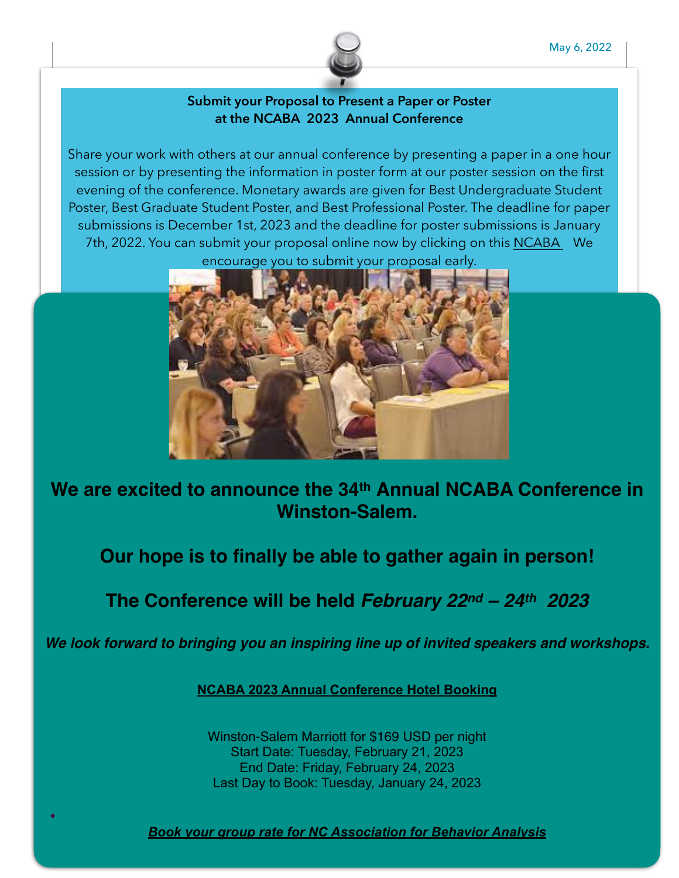May 6, 2022

**Submit your Proposal to Present a Paper or Poster at the NCABA 2023 Annual Conference**

Share your work with others at our annual conference by presenting a paper in a one hour session or by presenting the information in poster form at our poster session on the first evening of the conference. Monetary awards are given for Best Undergraduate Student Poster, Best Graduate Student Poster, and Best Professional Poster. The deadline for paper submissions is December 1st, 2023 and the deadline for poster submissions is January 7th, 2022. You can submit your proposal online now by clicking on this NCABA We encourage you to submit your proposal early.

## We are excited to announce the 34th Annual NCABA Conference in Winston-Salem.

## Our hope is to finally be able to gather again in person!

## The Conference will be held *February 22nd – 24th 2023*

***We look forward to bringing you an inspiring line up of invited speakers and workshops.***

**NCABA 2023 Annual Conference Hotel Booking**

Winston-Salem Marriott for $169 USD per night
Start Date: Tuesday, February 21, 2023
End Date: Friday, February 24, 2023
Last Day to Book: Tuesday, January 24, 2023

- ***Book your group rate for NC Association for Behavior Analysis***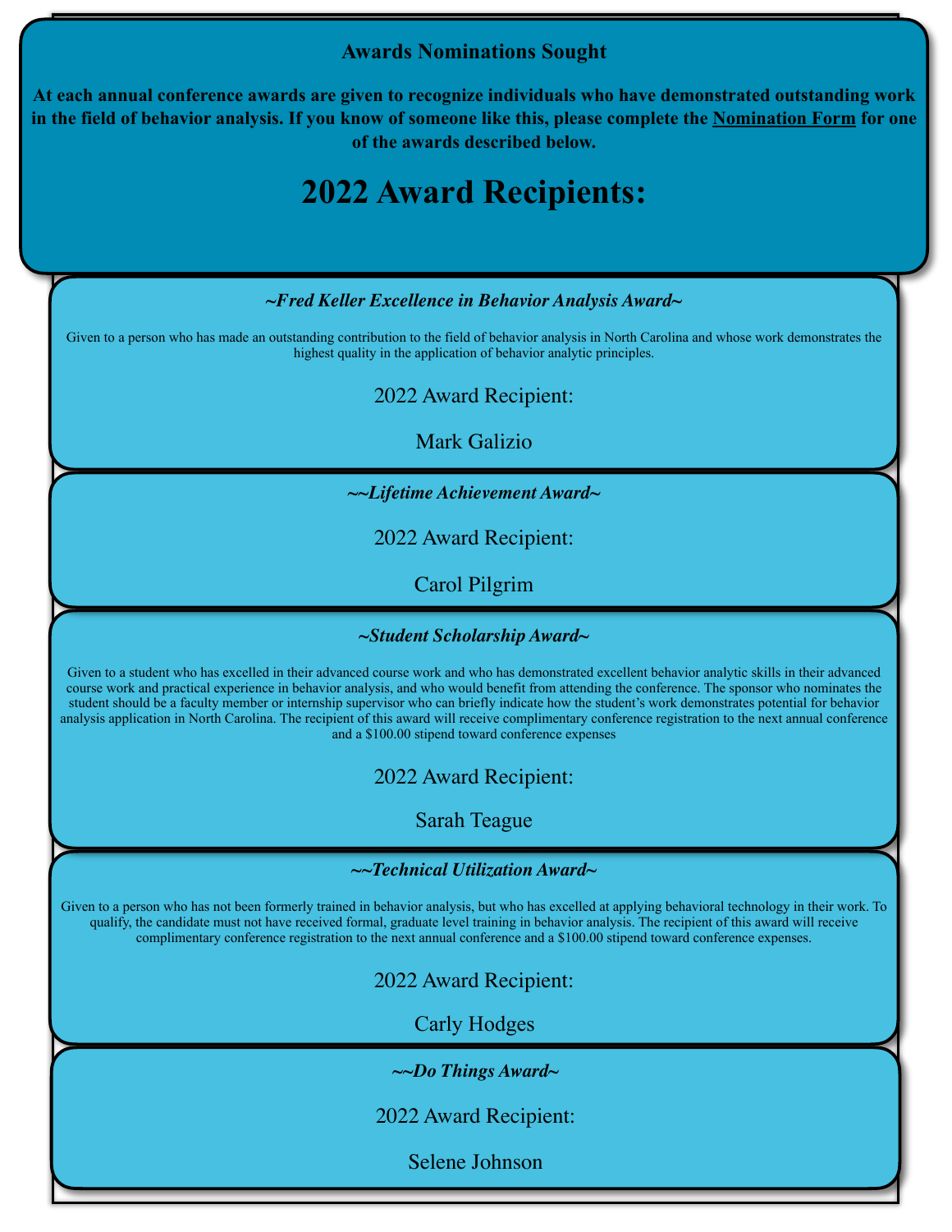**Awards Nominations Sought**

**At each annual conference awards are given to recognize individuals who have demonstrated outstanding work in the field of behavior analysis. If you know of someone like this, please complete the Nomination Form for one of the awards described below.**

# 2022 Award Recipients:

***~Fred Keller Excellence in Behavior Analysis Award~***

Given to a person who has made an outstanding contribution to the field of behavior analysis in North Carolina and whose work demonstrates the highest quality in the application of behavior analytic principles.

2022 Award Recipient:

Mark Galizio

***~~Lifetime Achievement Award~***

2022 Award Recipient:

Carol Pilgrim

***~Student Scholarship Award~***

Given to a student who has excelled in their advanced course work and who has demonstrated excellent behavior analytic skills in their advanced course work and practical experience in behavior analysis, and who would benefit from attending the conference. The sponsor who nominates the student should be a faculty member or internship supervisor who can briefly indicate how the student's work demonstrates potential for behavior analysis application in North Carolina. The recipient of this award will receive complimentary conference registration to the next annual conference and a $100.00 stipend toward conference expenses

2022 Award Recipient:

Sarah Teague

***~~Technical Utilization Award~***

Given to a person who has not been formerly trained in behavior analysis, but who has excelled at applying behavioral technology in their work. To qualify, the candidate must not have received formal, graduate level training in behavior analysis. The recipient of this award will receive complimentary conference registration to the next annual conference and a $100.00 stipend toward conference expenses.

2022 Award Recipient:

Carly Hodges

***~~Do Things Award~***

2022 Award Recipient:

Selene Johnson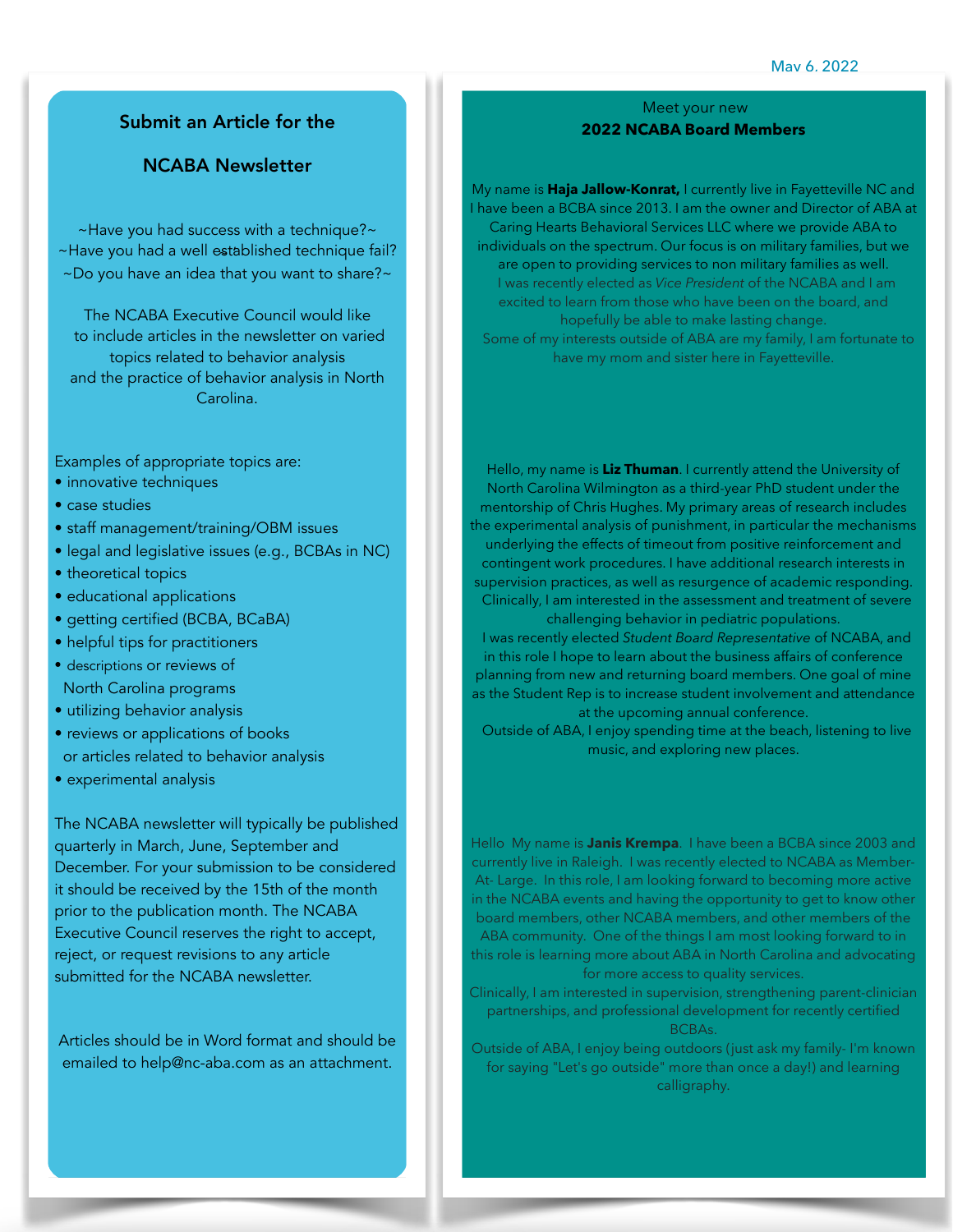## Submit an Article for the NCABA Newsletter

~Have you had success with a technique?~
~Have you had a well established technique fail?
~Do you have an idea that you want to share?~

The NCABA Executive Council would like to include articles in the newsletter on varied topics related to behavior analysis and the practice of behavior analysis in North Carolina.

Examples of appropriate topics are:

- innovative techniques
- case studies
- staff management/training/OBM issues
- legal and legislative issues (e.g., BCBAs in NC)
- theoretical topics
- educational applications
- getting certified (BCBA, BCaBA)
- helpful tips for practitioners
- descriptions or reviews of North Carolina programs
- utilizing behavior analysis
- reviews or applications of books or articles related to behavior analysis
- experimental analysis

The NCABA newsletter will typically be published quarterly in March, June, September and December. For your submission to be considered it should be received by the 15th of the month prior to the publication month. The NCABA Executive Council reserves the right to accept, reject, or request revisions to any article submitted for the NCABA newsletter.

Articles should be in Word format and should be emailed to help@nc-aba.com as an attachment.

May 6, 2022

## Meet your new **2022 NCABA Board Members**

My name is **Haja Jallow-Konrat,** I currently live in Fayetteville NC and I have been a BCBA since 2013. I am the owner and Director of ABA at Caring Hearts Behavioral Services LLC where we provide ABA to individuals on the spectrum. Our focus is on military families, but we are open to providing services to non military families as well.

I was recently elected as *Vice President* of the NCABA and I am excited to learn from those who have been on the board, and hopefully be able to make lasting change.

Some of my interests outside of ABA are my family, I am fortunate to have my mom and sister here in Fayetteville.

Hello, my name is **Liz Thuman**. I currently attend the University of North Carolina Wilmington as a third-year PhD student under the mentorship of Chris Hughes. My primary areas of research includes the experimental analysis of punishment, in particular the mechanisms underlying the effects of timeout from positive reinforcement and contingent work procedures. I have additional research interests in supervision practices, as well as resurgence of academic responding. Clinically, I am interested in the assessment and treatment of severe challenging behavior in pediatric populations.

I was recently elected *Student Board Representative* of NCABA, and in this role I hope to learn about the business affairs of conference planning from new and returning board members. One goal of mine as the Student Rep is to increase student involvement and attendance at the upcoming annual conference.

Outside of ABA, I enjoy spending time at the beach, listening to live music, and exploring new places.

Hello My name is **Janis Krempa**. I have been a BCBA since 2003 and currently live in Raleigh. I was recently elected to NCABA as Member-At- Large. In this role, I am looking forward to becoming more active in the NCABA events and having the opportunity to get to know other board members, other NCABA members, and other members of the ABA community. One of the things I am most looking forward to in this role is learning more about ABA in North Carolina and advocating for more access to quality services.

Clinically, I am interested in supervision, strengthening parent-clinician partnerships, and professional development for recently certified BCBAs.

Outside of ABA, I enjoy being outdoors (just ask my family- I'm known for saying "Let's go outside" more than once a day!) and learning calligraphy.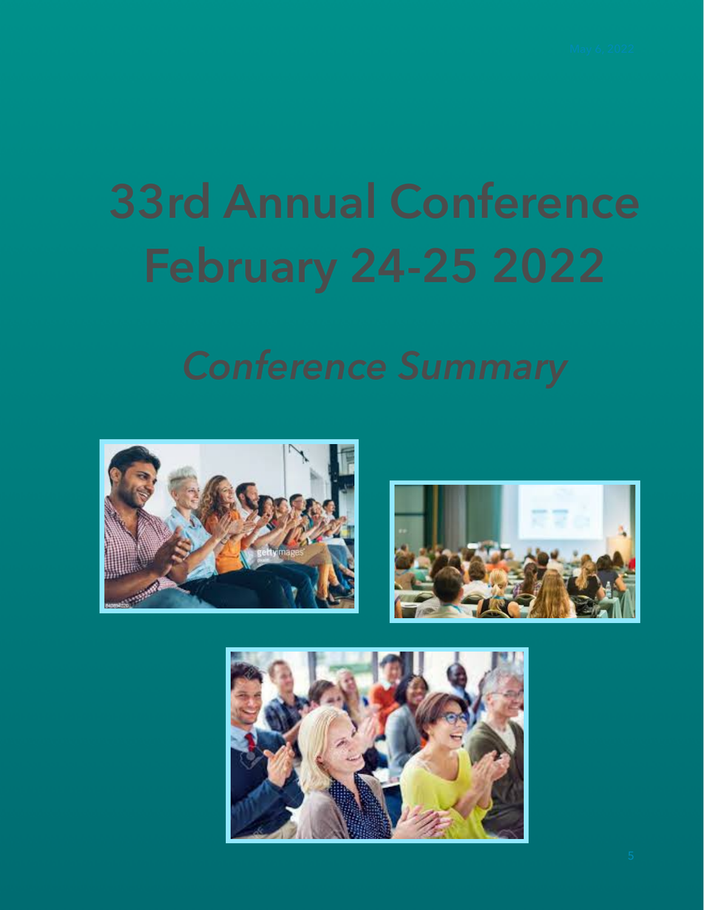# 33rd Annual Conference February 24-25 2022

## *Conference Summary*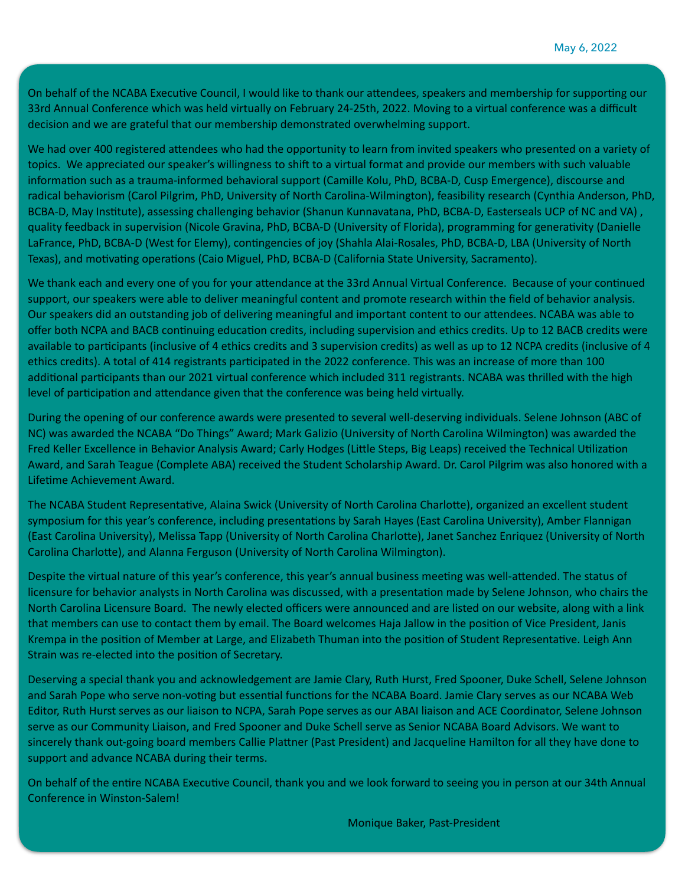May 6, 2022

On behalf of the NCABA Executive Council, I would like to thank our attendees, speakers and membership for supporting our 33rd Annual Conference which was held virtually on February 24-25th, 2022. Moving to a virtual conference was a difficult decision and we are grateful that our membership demonstrated overwhelming support.

We had over 400 registered attendees who had the opportunity to learn from invited speakers who presented on a variety of topics. We appreciated our speaker's willingness to shift to a virtual format and provide our members with such valuable information such as a trauma-informed behavioral support (Camille Kolu, PhD, BCBA-D, Cusp Emergence), discourse and radical behaviorism (Carol Pilgrim, PhD, University of North Carolina-Wilmington), feasibility research (Cynthia Anderson, PhD, BCBA-D, May Institute), assessing challenging behavior (Shanun Kunnavatana, PhD, BCBA-D, Easterseals UCP of NC and VA) , quality feedback in supervision (Nicole Gravina, PhD, BCBA-D (University of Florida), programming for generativity (Danielle LaFrance, PhD, BCBA-D (West for Elemy), contingencies of joy (Shahla Alai-Rosales, PhD, BCBA-D, LBA (University of North Texas), and motivating operations (Caio Miguel, PhD, BCBA-D (California State University, Sacramento).

We thank each and every one of you for your attendance at the 33rd Annual Virtual Conference. Because of your continued support, our speakers were able to deliver meaningful content and promote research within the field of behavior analysis. Our speakers did an outstanding job of delivering meaningful and important content to our attendees. NCABA was able to offer both NCPA and BACB continuing education credits, including supervision and ethics credits. Up to 12 BACB credits were available to participants (inclusive of 4 ethics credits and 3 supervision credits) as well as up to 12 NCPA credits (inclusive of 4 ethics credits). A total of 414 registrants participated in the 2022 conference. This was an increase of more than 100 additional participants than our 2021 virtual conference which included 311 registrants. NCABA was thrilled with the high level of participation and attendance given that the conference was being held virtually.

During the opening of our conference awards were presented to several well-deserving individuals. Selene Johnson (ABC of NC) was awarded the NCABA "Do Things" Award; Mark Galizio (University of North Carolina Wilmington) was awarded the Fred Keller Excellence in Behavior Analysis Award; Carly Hodges (Little Steps, Big Leaps) received the Technical Utilization Award, and Sarah Teague (Complete ABA) received the Student Scholarship Award. Dr. Carol Pilgrim was also honored with a Lifetime Achievement Award.

The NCABA Student Representative, Alaina Swick (University of North Carolina Charlotte), organized an excellent student symposium for this year's conference, including presentations by Sarah Hayes (East Carolina University), Amber Flannigan (East Carolina University), Melissa Tapp (University of North Carolina Charlotte), Janet Sanchez Enriquez (University of North Carolina Charlotte), and Alanna Ferguson (University of North Carolina Wilmington).

Despite the virtual nature of this year's conference, this year's annual business meeting was well-attended. The status of licensure for behavior analysts in North Carolina was discussed, with a presentation made by Selene Johnson, who chairs the North Carolina Licensure Board. The newly elected officers were announced and are listed on our website, along with a link that members can use to contact them by email. The Board welcomes Haja Jallow in the position of Vice President, Janis Krempa in the position of Member at Large, and Elizabeth Thuman into the position of Student Representative. Leigh Ann Strain was re-elected into the position of Secretary.

Deserving a special thank you and acknowledgement are Jamie Clary, Ruth Hurst, Fred Spooner, Duke Schell, Selene Johnson and Sarah Pope who serve non-voting but essential functions for the NCABA Board. Jamie Clary serves as our NCABA Web Editor, Ruth Hurst serves as our liaison to NCPA, Sarah Pope serves as our ABAI liaison and ACE Coordinator, Selene Johnson serve as our Community Liaison, and Fred Spooner and Duke Schell serve as Senior NCABA Board Advisors. We want to sincerely thank out-going board members Callie Plattner (Past President) and Jacqueline Hamilton for all they have done to support and advance NCABA during their terms.

On behalf of the entire NCABA Executive Council, thank you and we look forward to seeing you in person at our 34th Annual Conference in Winston-Salem!

Monique Baker, Past-President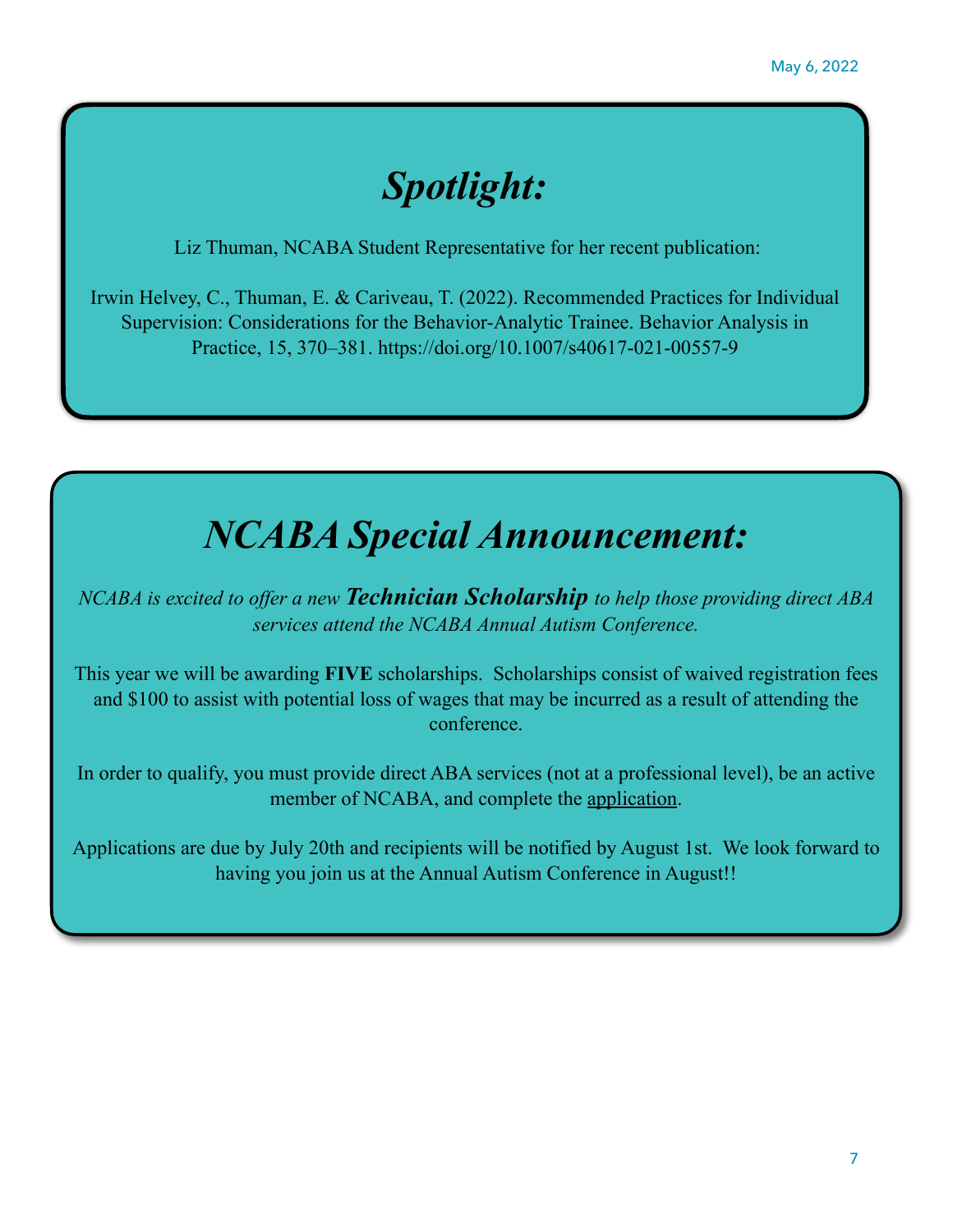# *Spotlight:*

Liz Thuman, NCABA Student Representative for her recent publication:

Irwin Helvey, C., Thuman, E. & Cariveau, T. (2022). Recommended Practices for Individual Supervision: Considerations for the Behavior-Analytic Trainee. Behavior Analysis in Practice, 15, 370–381. https://doi.org/10.1007/s40617-021-00557-9

# *NCABA Special Announcement:*

*NCABA is excited to offer a new* ***Technician Scholarship*** *to help those providing direct ABA services attend the NCABA Annual Autism Conference.*

This year we will be awarding **FIVE** scholarships. Scholarships consist of waived registration fees and $100 to assist with potential loss of wages that may be incurred as a result of attending the conference.

In order to qualify, you must provide direct ABA services (not at a professional level), be an active member of NCABA, and complete the application.

Applications are due by July 20th and recipients will be notified by August 1st. We look forward to having you join us at the Annual Autism Conference in August!!